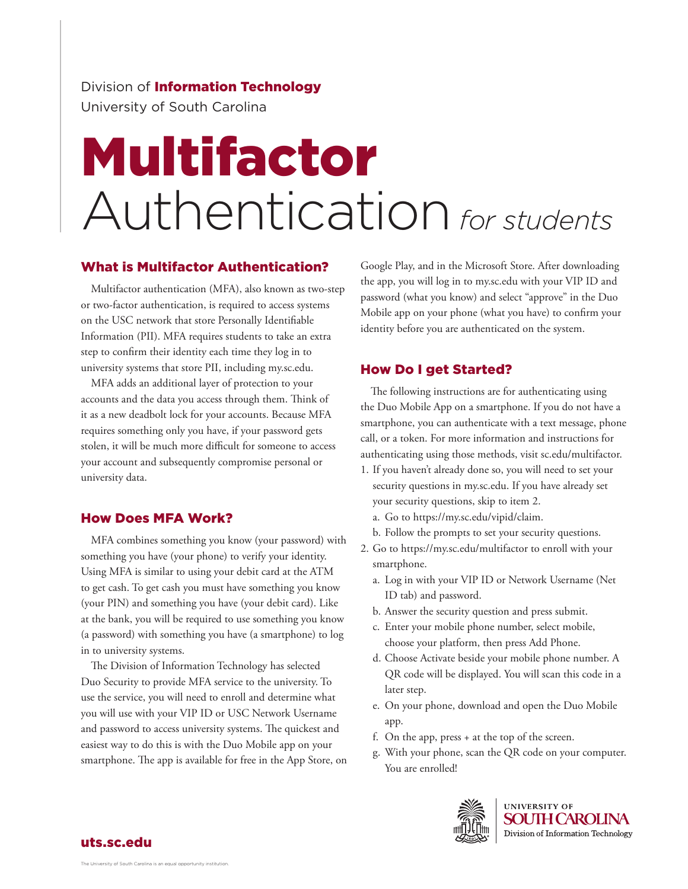Division of **Information Technology**
University of South Carolina

# Multifactor Authentication *for students*

## What is Multifactor Authentication?

Multifactor authentication (MFA), also known as two-step or two-factor authentication, is required to access systems on the USC network that store Personally Identifiable Information (PII). MFA requires students to take an extra step to confirm their identity each time they log in to university systems that store PII, including my.sc.edu.

MFA adds an additional layer of protection to your accounts and the data you access through them. Think of it as a new deadbolt lock for your accounts. Because MFA requires something only you have, if your password gets stolen, it will be much more difficult for someone to access your account and subsequently compromise personal or university data.

## How Does MFA Work?

MFA combines something you know (your password) with something you have (your phone) to verify your identity. Using MFA is similar to using your debit card at the ATM to get cash. To get cash you must have something you know (your PIN) and something you have (your debit card). Like at the bank, you will be required to use something you know (a password) with something you have (a smartphone) to log in to university systems.

The Division of Information Technology has selected Duo Security to provide MFA service to the university. To use the service, you will need to enroll and determine what you will use with your VIP ID or USC Network Username and password to access university systems. The quickest and easiest way to do this is with the Duo Mobile app on your smartphone. The app is available for free in the App Store, on Google Play, and in the Microsoft Store. After downloading the app, you will log in to my.sc.edu with your VIP ID and password (what you know) and select "approve" in the Duo Mobile app on your phone (what you have) to confirm your identity before you are authenticated on the system.

## How Do I get Started?

The following instructions are for authenticating using the Duo Mobile App on a smartphone. If you do not have a smartphone, you can authenticate with a text message, phone call, or a token. For more information and instructions for authenticating using those methods, visit sc.edu/multifactor.

1. If you haven't already done so, you will need to set your security questions in my.sc.edu. If you have already set your security questions, skip to item 2.
   a. Go to https://my.sc.edu/vipid/claim.
   b. Follow the prompts to set your security questions.
2. Go to https://my.sc.edu/multifactor to enroll with your smartphone.
   a. Log in with your VIP ID or Network Username (Net ID tab) and password.
   b. Answer the security question and press submit.
   c. Enter your mobile phone number, select mobile, choose your platform, then press Add Phone.
   d. Choose Activate beside your mobile phone number. A QR code will be displayed. You will scan this code in a later step.
   e. On your phone, download and open the Duo Mobile app.
   f. On the app, press + at the top of the screen.
   g. With your phone, scan the QR code on your computer. You are enrolled!

UNIVERSITY OF SOUTH CAROLINA
Division of Information Technology

uts.sc.edu

The University of South Carolina is an equal opportunity institution.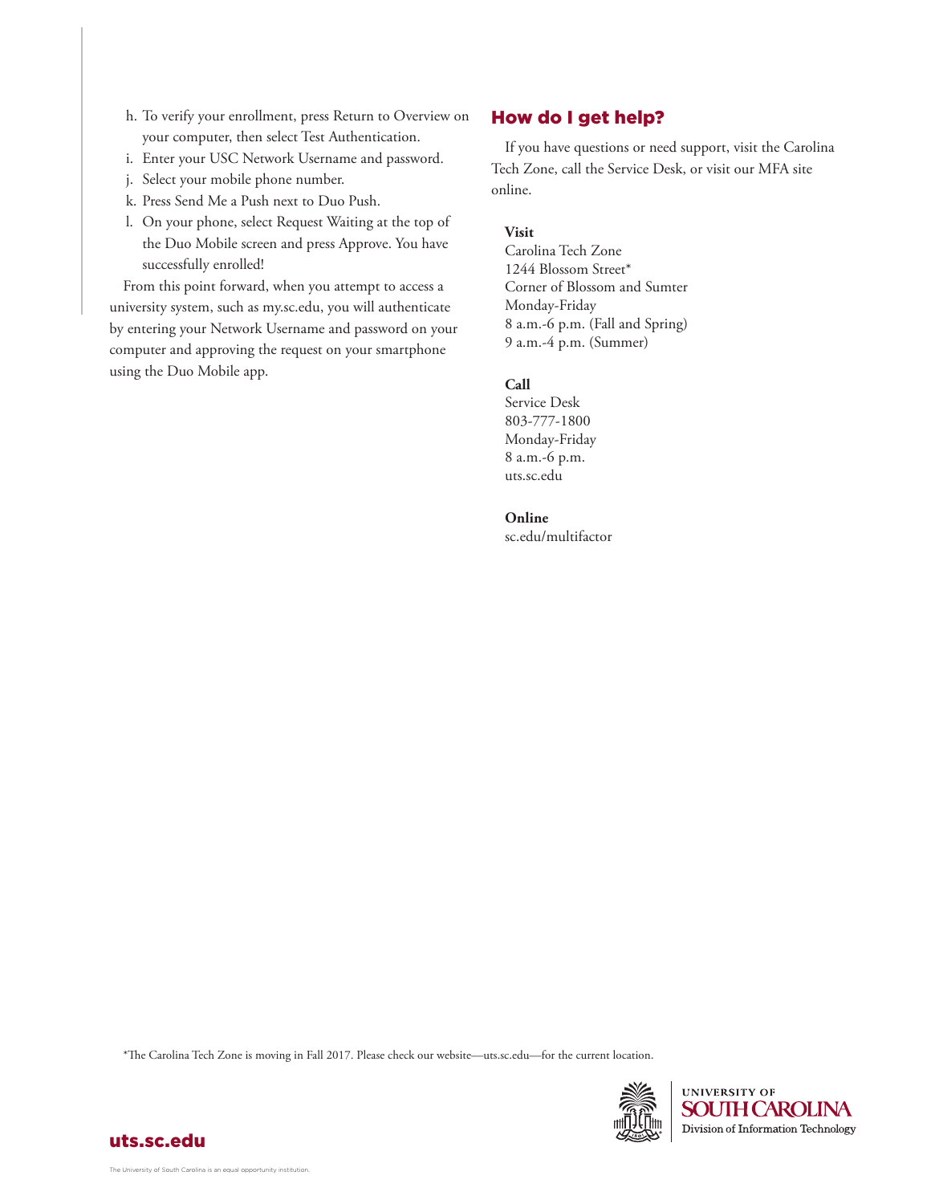h. To verify your enrollment, press Return to Overview on your computer, then select Test Authentication.
i. Enter your USC Network Username and password.
j. Select your mobile phone number.
k. Press Send Me a Push next to Duo Push.
l. On your phone, select Request Waiting at the top of the Duo Mobile screen and press Approve. You have successfully enrolled!

From this point forward, when you attempt to access a university system, such as my.sc.edu, you will authenticate by entering your Network Username and password on your computer and approving the request on your smartphone using the Duo Mobile app.

## How do I get help?

If you have questions or need support, visit the Carolina Tech Zone, call the Service Desk, or visit our MFA site online.

**Visit**
Carolina Tech Zone
1244 Blossom Street*
Corner of Blossom and Sumter
Monday-Friday
8 a.m.-6 p.m. (Fall and Spring)
9 a.m.-4 p.m. (Summer)

**Call**
Service Desk
803-777-1800
Monday-Friday
8 a.m.-6 p.m.
uts.sc.edu

**Online**
sc.edu/multifactor

*The Carolina Tech Zone is moving in Fall 2017. Please check our website—uts.sc.edu—for the current location.

UNIVERSITY OF SOUTH CAROLINA
Division of Information Technology

uts.sc.edu

The University of South Carolina is an equal opportunity institution.